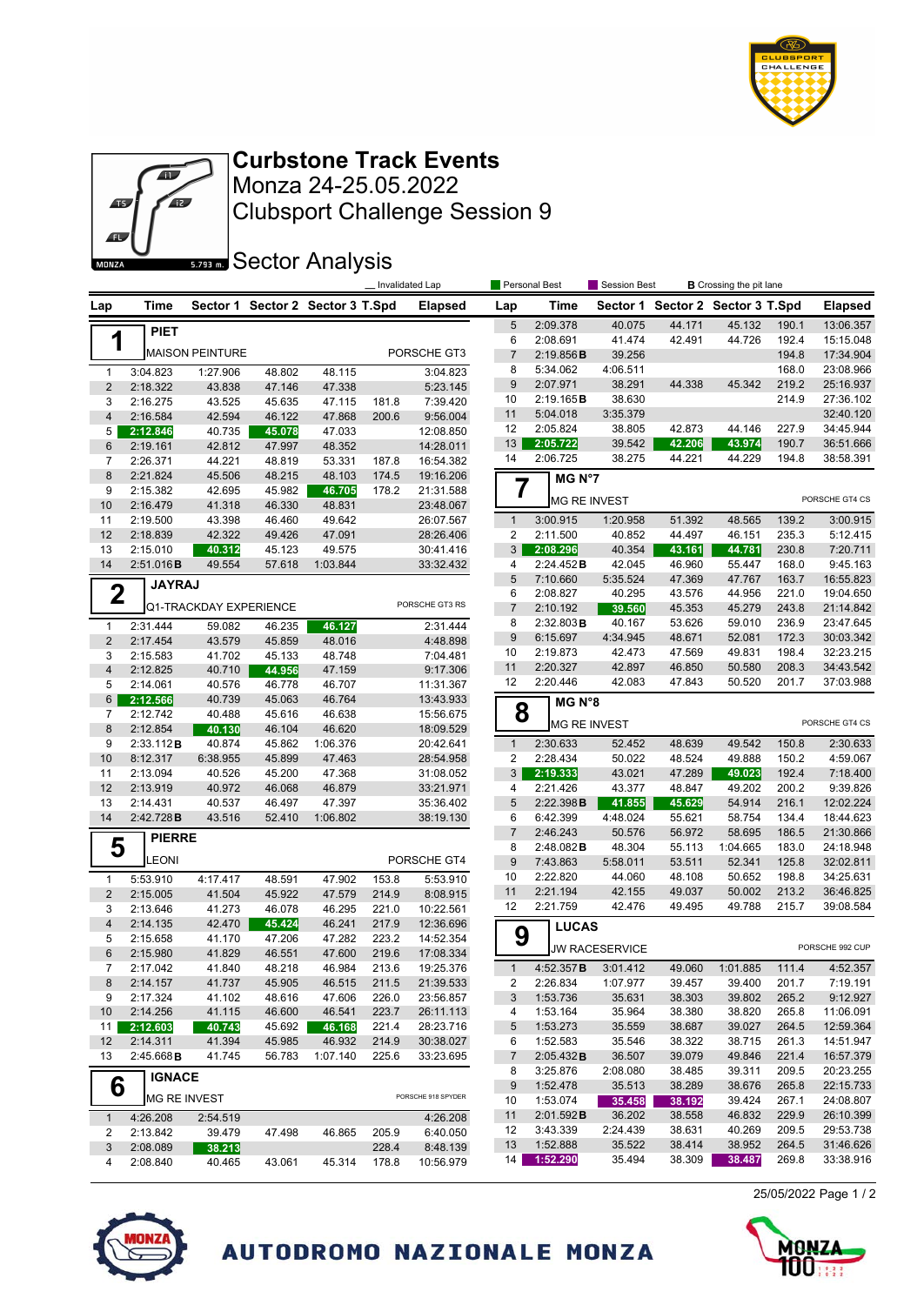# Curbstone Track Events

Monza 24-25.05.2022

Clubsport Challenge Session 9

## Sector Analysis

_ Invalidated Lap | Personal Best | Session Best | **B** Crossing the pit lane

### 1 PIET — MAISON PEINTURE — PORSCHE GT3

| Lap | Time | Sector 1 | Sector 2 | Sector 3 | T.Spd | Elapsed |
|---|---|---|---|---|---|---|
| 1 | 3:04.823 | 1:27.906 | 48.802 | 48.115 | | 3:04.823 |
| 2 | 2:18.322 | 43.838 | 47.146 | 47.338 | | 5:23.145 |
| 3 | 2:16.275 | 43.525 | 45.635 | 47.115 | 181.8 | 7:39.420 |
| 4 | 2:16.584 | 42.594 | 46.122 | 47.868 | 200.6 | 9:56.004 |
| 5 | 2:12.846 | 40.735 | 45.078 | 47.033 | | 12:08.850 |
| 6 | 2:19.161 | 42.812 | 47.997 | 48.352 | | 14:28.011 |
| 7 | 2:26.371 | 44.221 | 48.819 | 53.331 | 187.8 | 16:54.382 |
| 8 | 2:21.824 | 45.506 | 48.215 | 48.103 | 174.5 | 19:16.206 |
| 9 | 2:15.382 | 42.695 | 45.982 | 46.705 | 178.2 | 21:31.588 |
| 10 | 2:16.479 | 41.318 | 46.330 | 48.831 | | 23:48.067 |
| 11 | 2:19.500 | 43.398 | 46.460 | 49.642 | | 26:07.567 |
| 12 | 2:18.839 | 42.322 | 49.426 | 47.091 | | 28:26.406 |
| 13 | 2:15.010 | 40.312 | 45.123 | 49.575 | | 30:41.416 |
| 14 | 2:51.016 **B** | 49.554 | 57.618 | 1:03.844 | | 33:32.432 |

### 2 JAYRAJ — Q1-TRACKDAY EXPERIENCE — PORSCHE GT3 RS

| Lap | Time | Sector 1 | Sector 2 | Sector 3 | T.Spd | Elapsed |
|---|---|---|---|---|---|---|
| 1 | 2:31.444 | 59.082 | 46.235 | 46.127 | | 2:31.444 |
| 2 | 2:17.454 | 43.579 | 45.859 | 48.016 | | 4:48.898 |
| 3 | 2:15.583 | 41.702 | 45.133 | 48.748 | | 7:04.481 |
| 4 | 2:12.825 | 40.710 | 44.956 | 47.159 | | 9:17.306 |
| 5 | 2:14.061 | 40.576 | 46.778 | 46.707 | | 11:31.367 |
| 6 | 2:12.566 | 40.739 | 45.063 | 46.764 | | 13:43.933 |
| 7 | 2:12.742 | 40.488 | 45.616 | 46.638 | | 15:56.675 |
| 8 | 2:12.854 | 40.130 | 46.104 | 46.620 | | 18:09.529 |
| 9 | 2:33.112 **B** | 40.874 | 45.862 | 1:06.376 | | 20:42.641 |
| 10 | 8:12.317 | 6:38.955 | 45.899 | 47.463 | | 28:54.958 |
| 11 | 2:13.094 | 40.526 | 45.200 | 47.368 | | 31:08.052 |
| 12 | 2:13.919 | 40.972 | 46.068 | 46.879 | | 33:21.971 |
| 13 | 2:14.431 | 40.537 | 46.497 | 47.397 | | 35:36.402 |
| 14 | 2:42.728 **B** | 43.516 | 52.410 | 1:06.802 | | 38:19.130 |

### 5 PIERRE — LEONI — PORSCHE GT4

| Lap | Time | Sector 1 | Sector 2 | Sector 3 | T.Spd | Elapsed |
|---|---|---|---|---|---|---|
| 1 | 5:53.910 | 4:17.417 | 48.591 | 47.902 | 153.8 | 5:53.910 |
| 2 | 2:15.005 | 41.504 | 45.922 | 47.579 | 214.9 | 8:08.915 |
| 3 | 2:13.646 | 41.273 | 46.078 | 46.295 | 221.0 | 10:22.561 |
| 4 | 2:14.135 | 42.470 | 45.424 | 46.241 | 217.9 | 12:36.696 |
| 5 | 2:15.658 | 41.170 | 47.206 | 47.282 | 223.2 | 14:52.354 |
| 6 | 2:15.980 | 41.829 | 46.551 | 47.600 | 219.6 | 17:08.334 |
| 7 | 2:17.042 | 41.840 | 48.218 | 46.984 | 213.6 | 19:25.376 |
| 8 | 2:14.157 | 41.737 | 45.905 | 46.515 | 211.5 | 21:39.533 |
| 9 | 2:17.324 | 41.102 | 48.616 | 47.606 | 226.0 | 23:56.857 |
| 10 | 2:14.256 | 41.115 | 46.600 | 46.541 | 223.7 | 26:11.113 |
| 11 | 2:12.603 | 40.743 | 45.692 | 46.168 | 221.4 | 28:23.716 |
| 12 | 2:14.311 | 41.394 | 45.985 | 46.932 | 214.9 | 30:38.027 |
| 13 | 2:45.668 **B** | 41.745 | 56.783 | 1:07.140 | 225.6 | 33:23.695 |

### 6 IGNACE — MG RE INVEST — PORSCHE 918 SPYDER

| Lap | Time | Sector 1 | Sector 2 | Sector 3 | T.Spd | Elapsed |
|---|---|---|---|---|---|---|
| 1 | 4:26.208 | 2:54.519 | | | | 4:26.208 |
| 2 | 2:13.842 | 39.479 | 47.498 | 46.865 | 205.9 | 6:40.050 |
| 3 | 2:08.089 | 38.213 | | | 228.4 | 8:48.139 |
| 4 | 2:08.840 | 40.465 | 43.061 | 45.314 | 178.8 | 10:56.979 |
| 5 | 2:09.378 | 40.075 | 44.171 | 45.132 | 190.1 | 13:06.357 |
| 6 | 2:08.691 | 41.474 | 42.491 | 44.726 | 192.4 | 15:15.048 |
| 7 | 2:19.856 **B** | 39.256 | | | 194.8 | 17:34.904 |
| 8 | 5:34.062 | 4:06.511 | | | 168.0 | 23:08.966 |
| 9 | 2:07.971 | 38.291 | 44.338 | 45.342 | 219.2 | 25:16.937 |
| 10 | 2:19.165 **B** | 38.630 | | | 214.9 | 27:36.102 |
| 11 | 5:04.018 | 3:35.379 | | | | 32:40.120 |
| 12 | 2:05.824 | 38.805 | 42.873 | 44.146 | 227.9 | 34:45.944 |
| 13 | 2:05.722 | 39.542 | 42.206 | 43.974 | 190.7 | 36:51.666 |
| 14 | 2:06.725 | 38.275 | 44.221 | 44.229 | 194.8 | 38:58.391 |

### 7 MG N°7 — MG RE INVEST — PORSCHE GT4 CS

| Lap | Time | Sector 1 | Sector 2 | Sector 3 | T.Spd | Elapsed |
|---|---|---|---|---|---|---|
| 1 | 3:00.915 | 1:20.958 | 51.392 | 48.565 | 139.2 | 3:00.915 |
| 2 | 2:11.500 | 40.852 | 44.497 | 46.151 | 235.3 | 5:12.415 |
| 3 | 2:08.296 | 40.354 | 43.161 | 44.781 | 230.8 | 7:20.711 |
| 4 | 2:24.452 **B** | 42.045 | 46.960 | 55.447 | 168.0 | 9:45.163 |
| 5 | 7:10.660 | 5:35.524 | 47.369 | 47.767 | 163.7 | 16:55.823 |
| 6 | 2:08.827 | 40.295 | 43.576 | 44.956 | 221.0 | 19:04.650 |
| 7 | 2:10.192 | 39.560 | 45.353 | 45.279 | 243.8 | 21:14.842 |
| 8 | 2:32.803 **B** | 40.167 | 53.626 | 59.010 | 236.9 | 23:47.645 |
| 9 | 6:15.697 | 4:34.945 | 48.671 | 52.081 | 172.3 | 30:03.342 |
| 10 | 2:19.873 | 42.473 | 47.569 | 49.831 | 198.4 | 32:23.215 |
| 11 | 2:20.327 | 42.897 | 46.850 | 50.580 | 208.3 | 34:43.542 |
| 12 | 2:20.446 | 42.083 | 47.843 | 50.520 | 201.7 | 37:03.988 |

### 8 MG N°8 — MG RE INVEST — PORSCHE GT4 CS

| Lap | Time | Sector 1 | Sector 2 | Sector 3 | T.Spd | Elapsed |
|---|---|---|---|---|---|---|
| 1 | 2:30.633 | 52.452 | 48.639 | 49.542 | 150.8 | 2:30.633 |
| 2 | 2:28.434 | 50.022 | 48.524 | 49.888 | 150.2 | 4:59.067 |
| 3 | 2:19.333 | 43.021 | 47.289 | 49.023 | 192.4 | 7:18.400 |
| 4 | 2:21.426 | 43.377 | 48.847 | 49.202 | 200.2 | 9:39.826 |
| 5 | 2:22.398 **B** | 41.855 | 45.629 | 54.914 | 216.1 | 12:02.224 |
| 6 | 6:42.399 | 4:48.024 | 55.621 | 58.754 | 134.4 | 18:44.623 |
| 7 | 2:46.243 | 50.576 | 56.972 | 58.695 | 186.5 | 21:30.866 |
| 8 | 2:48.082 **B** | 48.304 | 55.113 | 1:04.665 | 183.0 | 24:18.948 |
| 9 | 7:43.863 | 5:58.011 | 53.511 | 52.341 | 125.8 | 32:02.811 |
| 10 | 2:22.820 | 44.060 | 48.108 | 50.652 | 198.8 | 34:25.631 |
| 11 | 2:21.194 | 42.155 | 49.037 | 50.002 | 213.2 | 36:46.825 |
| 12 | 2:21.759 | 42.476 | 49.495 | 49.788 | 215.7 | 39:08.584 |

### 9 LUCAS — JW RACESERVICE — PORSCHE 992 CUP

| Lap | Time | Sector 1 | Sector 2 | Sector 3 | T.Spd | Elapsed |
|---|---|---|---|---|---|---|
| 1 | 4:52.357 **B** | 3:01.412 | 49.060 | 1:01.885 | 111.4 | 4:52.357 |
| 2 | 2:26.834 | 1:07.977 | 39.457 | 39.400 | 201.7 | 7:19.191 |
| 3 | 1:53.736 | 35.631 | 38.303 | 39.802 | 265.2 | 9:12.927 |
| 4 | 1:53.164 | 35.964 | 38.380 | 38.820 | 265.8 | 11:06.091 |
| 5 | 1:53.273 | 35.559 | 38.687 | 39.027 | 264.5 | 12:59.364 |
| 6 | 1:52.583 | 35.546 | 38.322 | 38.715 | 261.3 | 14:51.947 |
| 7 | 2:05.432 **B** | 36.507 | 39.079 | 49.846 | 221.4 | 16:57.379 |
| 8 | 3:25.876 | 2:08.080 | 38.485 | 39.311 | 209.5 | 20:23.255 |
| 9 | 1:52.478 | 35.513 | 38.289 | 38.676 | 265.8 | 22:15.733 |
| 10 | 1:53.074 | 35.458 | 38.192 | 39.424 | 267.1 | 24:08.807 |
| 11 | 2:01.592 **B** | 36.202 | 38.558 | 46.832 | 229.9 | 26:10.399 |
| 12 | 3:43.339 | 2:24.439 | 38.631 | 40.269 | 209.5 | 29:53.738 |
| 13 | 1:52.888 | 35.522 | 38.414 | 38.952 | 264.5 | 31:46.626 |
| 14 | 1:52.290 | 35.494 | 38.309 | 38.487 | 269.8 | 33:38.916 |

25/05/2022

AUTODROMO NAZIONALE MONZA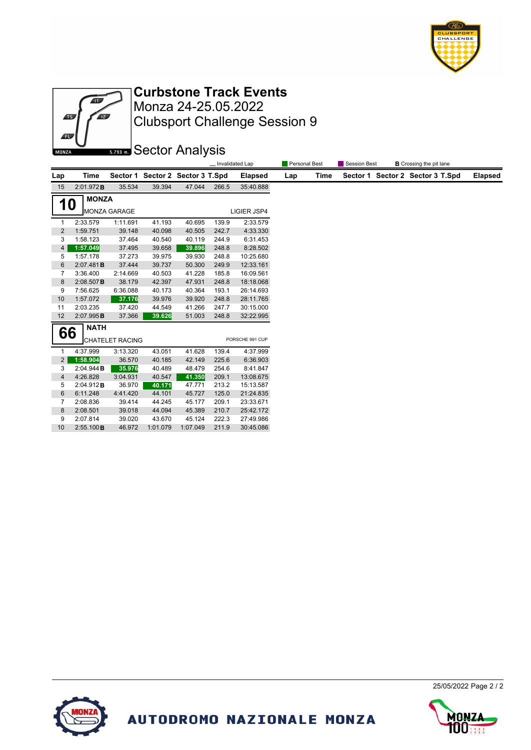# Curbstone Track Events

Monza 24-25.05.2022

Clubsport Challenge Session 9

## Sector Analysis

_ Invalidated Lap | Personal Best | Session Best | **B** Crossing the pit lane

| Lap | Time | Sector 1 | Sector 2 | Sector 3 | T.Spd | Elapsed |
|---|---|---|---|---|---|---|
| 15 | 2:01.972 **B** | 35.534 | 39.394 | 47.044 | 266.5 | 35:40.888 |

### 10 MONZA

MONZA GARAGE — LIGIER JSP4

| Lap | Time | Sector 1 | Sector 2 | Sector 3 | T.Spd | Elapsed |
|---|---|---|---|---|---|---|
| 1 | 2:33.579 | 1:11.691 | 41.193 | 40.695 | 139.9 | 2:33.579 |
| 2 | 1:59.751 | 39.148 | 40.098 | 40.505 | 242.7 | 4:33.330 |
| 3 | 1:58.123 | 37.464 | 40.540 | 40.119 | 244.9 | 6:31.453 |
| 4 | 1:57.049 | 37.495 | 39.658 | 39.896 | 248.8 | 8:28.502 |
| 5 | 1:57.178 | 37.273 | 39.975 | 39.930 | 248.8 | 10:25.680 |
| 6 | 2:07.481 **B** | 37.444 | 39.737 | 50.300 | 249.9 | 12:33.161 |
| 7 | 3:36.400 | 2:14.669 | 40.503 | 41.228 | 185.8 | 16:09.561 |
| 8 | 2:08.507 **B** | 38.179 | 42.397 | 47.931 | 248.8 | 18:18.068 |
| 9 | 7:56.625 | 6:36.088 | 40.173 | 40.364 | 193.1 | 26:14.693 |
| 10 | 1:57.072 | 37.176 | 39.976 | 39.920 | 248.8 | 28:11.765 |
| 11 | 2:03.235 | 37.420 | 44.549 | 41.266 | 247.7 | 30:15.000 |
| 12 | 2:07.995 **B** | 37.366 | 39.626 | 51.003 | 248.8 | 32:22.995 |

### 66 NATH

CHATELET RACING — PORSCHE 991 CUP

| Lap | Time | Sector 1 | Sector 2 | Sector 3 | T.Spd | Elapsed |
|---|---|---|---|---|---|---|
| 1 | 4:37.999 | 3:13.320 | 43.051 | 41.628 | 139.4 | 4:37.999 |
| 2 | 1:58.904 | 36.570 | 40.185 | 42.149 | 225.6 | 6:36.903 |
| 3 | 2:04.944 **B** | 35.976 | 40.489 | 48.479 | 254.6 | 8:41.847 |
| 4 | 4:26.828 | 3:04.931 | 40.547 | 41.350 | 209.1 | 13:08.675 |
| 5 | 2:04.912 **B** | 36.970 | 40.171 | 47.771 | 213.2 | 15:13.587 |
| 6 | 6:11.248 | 4:41.420 | 44.101 | 45.727 | 125.0 | 21:24.835 |
| 7 | 2:08.836 | 39.414 | 44.245 | 45.177 | 209.1 | 23:33.671 |
| 8 | 2:08.501 | 39.018 | 44.094 | 45.389 | 210.7 | 25:42.172 |
| 9 | 2:07.814 | 39.020 | 43.670 | 45.124 | 222.3 | 27:49.986 |
| 10 | 2:55.100 **B** | 46.972 | 1:01.079 | 1:07.049 | 211.9 | 30:45.086 |

25/05/2022

AUTODROMO NAZIONALE MONZA